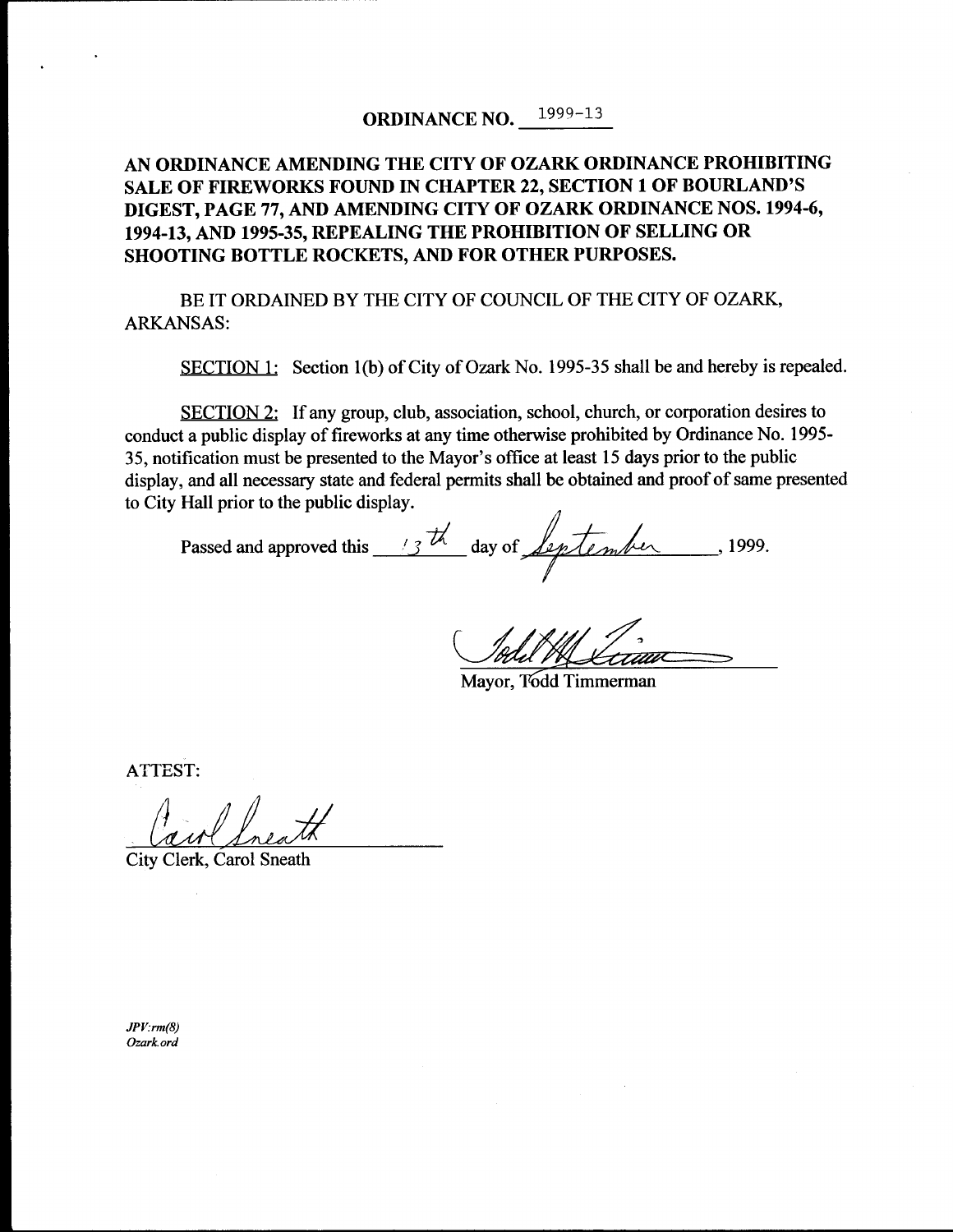# ORDINANCE NO. 1999-13

## AN ORDINANCE AMENDING THE CITY OF OZARK ORDINANCE PROHIBITING SALE OF FIREWORKS FOUND IN CHAPTER 22, SECTION 1 OF BOURLAND'S DIGEST, PAGE 77, AND AMENDING CITY OF OZARK ORDINANCE NOS. 1994-6, 1994-13, AND 1995-35, REPEALING THE PROHIBITION OF SELLING OR SHOOTING BOTTLE ROCKETS, AND FOR OTHER PURPOSES.

BE IT ORDAINED BY THE CITY OF COUNCIL OF THE CITY OF OZARK, ARKANSAS:

<u>SECTION 1:</u> Section 1(b) of City of Ozark No. 1995-35 shall be and hereby is repealed.

<u>SECTION 2:</u> If any group, club, association, school, church, or corporation desires to conduct a public display of fireworks at any time otherwise prohibited by Ordinance No. 1995-35, notification must be presented to the Mayor's office at least 15 days prior to the public display, and all necessary state and federal permits shall be obtained and proof of same presented to City Hall prior to the public display.

Passed and approved this 13th day of September, 1999.

Mayor, Todd Timmerman

ATTEST:

City Clerk, Carol Sneath

*JPV:rm(8)*
*Ozark.ord*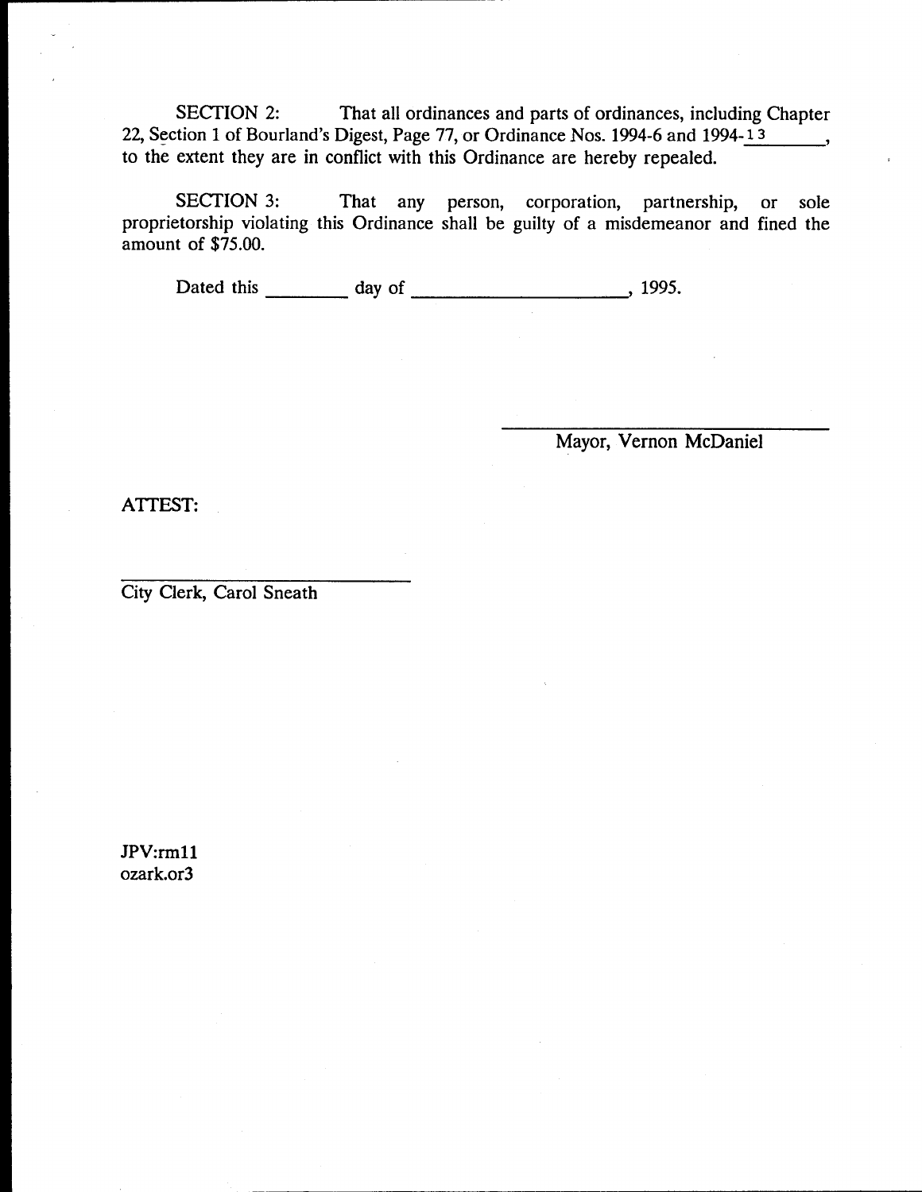SECTION 2: That all ordinances and parts of ordinances, including Chapter 22, Section 1 of Bourland's Digest, Page 77, or Ordinance Nos. 1994-6 and 1994-13\_\_\_\_\_\_, to the extent they are in conflict with this Ordinance are hereby repealed.

SECTION 3: That any person, corporation, partnership, or sole proprietorship violating this Ordinance shall be guilty of a misdemeanor and fined the amount of $75.00.

Dated this \_\_\_\_\_\_\_\_ day of \_\_\_\_\_\_\_\_\_\_\_\_\_\_\_\_\_\_\_\_\_\_, 1995.

\_\_\_\_\_\_\_\_\_\_\_\_\_\_\_\_\_\_\_\_\_\_\_\_\_\_\_\_\_\_

Mayor, Vernon McDaniel

ATTEST:

\_\_\_\_\_\_\_\_\_\_\_\_\_\_\_\_\_\_\_\_\_\_\_\_\_\_\_\_\_\_

City Clerk, Carol Sneath

JPV:rm11
ozark.or3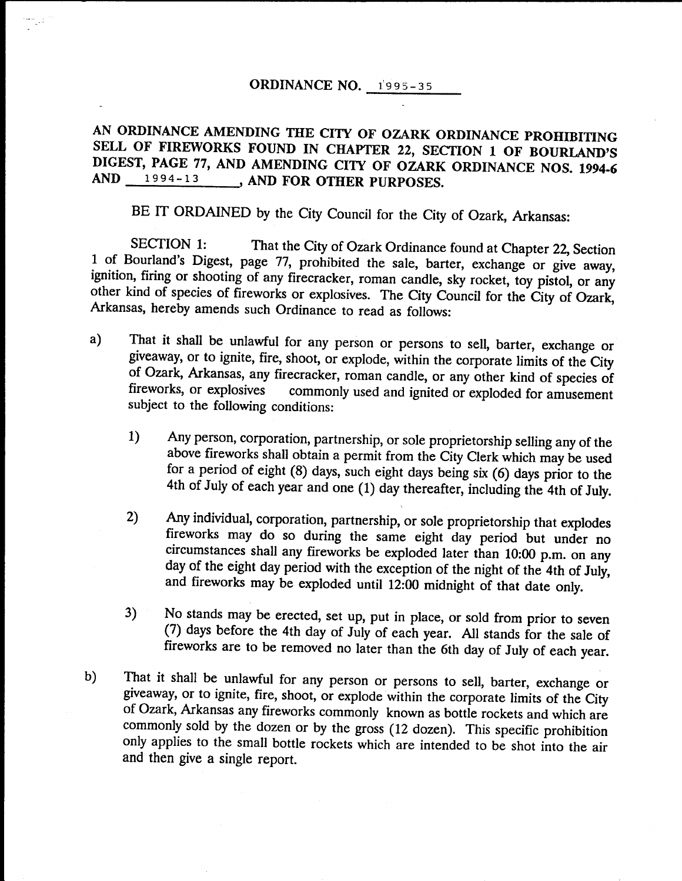ORDINANCE NO. 1995-35

AN ORDINANCE AMENDING THE CITY OF OZARK ORDINANCE PROHIBITING SELL OF FIREWORKS FOUND IN CHAPTER 22, SECTION 1 OF BOURLAND'S DIGEST, PAGE 77, AND AMENDING CITY OF OZARK ORDINANCE NOS. 1994-6 AND 1994-13, AND FOR OTHER PURPOSES.

BE IT ORDAINED by the City Council for the City of Ozark, Arkansas:

SECTION 1: That the City of Ozark Ordinance found at Chapter 22, Section 1 of Bourland's Digest, page 77, prohibited the sale, barter, exchange or give away, ignition, firing or shooting of any firecracker, roman candle, sky rocket, toy pistol, or any other kind of species of fireworks or explosives. The City Council for the City of Ozark, Arkansas, hereby amends such Ordinance to read as follows:

a) That it shall be unlawful for any person or persons to sell, barter, exchange or giveaway, or to ignite, fire, shoot, or explode, within the corporate limits of the City of Ozark, Arkansas, any firecracker, roman candle, or any other kind of species of fireworks, or explosives commonly used and ignited or exploded for amusement subject to the following conditions:

   1) Any person, corporation, partnership, or sole proprietorship selling any of the above fireworks shall obtain a permit from the City Clerk which may be used for a period of eight (8) days, such eight days being six (6) days prior to the 4th of July of each year and one (1) day thereafter, including the 4th of July.

   2) Any individual, corporation, partnership, or sole proprietorship that explodes fireworks may do so during the same eight day period but under no circumstances shall any fireworks be exploded later than 10:00 p.m. on any day of the eight day period with the exception of the night of the 4th of July, and fireworks may be exploded until 12:00 midnight of that date only.

   3) No stands may be erected, set up, put in place, or sold from prior to seven (7) days before the 4th day of July of each year. All stands for the sale of fireworks are to be removed no later than the 6th day of July of each year.

b) That it shall be unlawful for any person or persons to sell, barter, exchange or giveaway, or to ignite, fire, shoot, or explode within the corporate limits of the City of Ozark, Arkansas any fireworks commonly known as bottle rockets and which are commonly sold by the dozen or by the gross (12 dozen). This specific prohibition only applies to the small bottle rockets which are intended to be shot into the air and then give a single report.